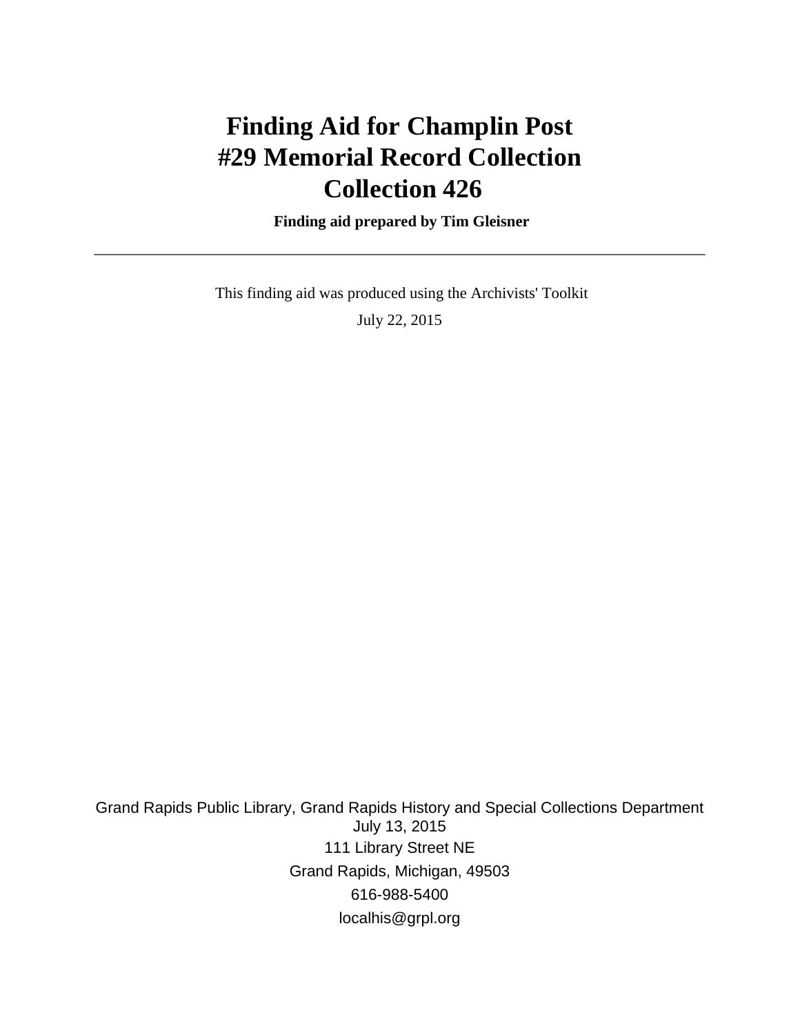# Finding Aid for Champlin Post #29 Memorial Record Collection Collection 426

**Finding aid prepared by Tim Gleisner**

---

This finding aid was produced using the Archivists' Toolkit

July 22, 2015

Grand Rapids Public Library, Grand Rapids History and Special Collections Department
July 13, 2015
111 Library Street NE
Grand Rapids, Michigan, 49503
616-988-5400
localhis@grpl.org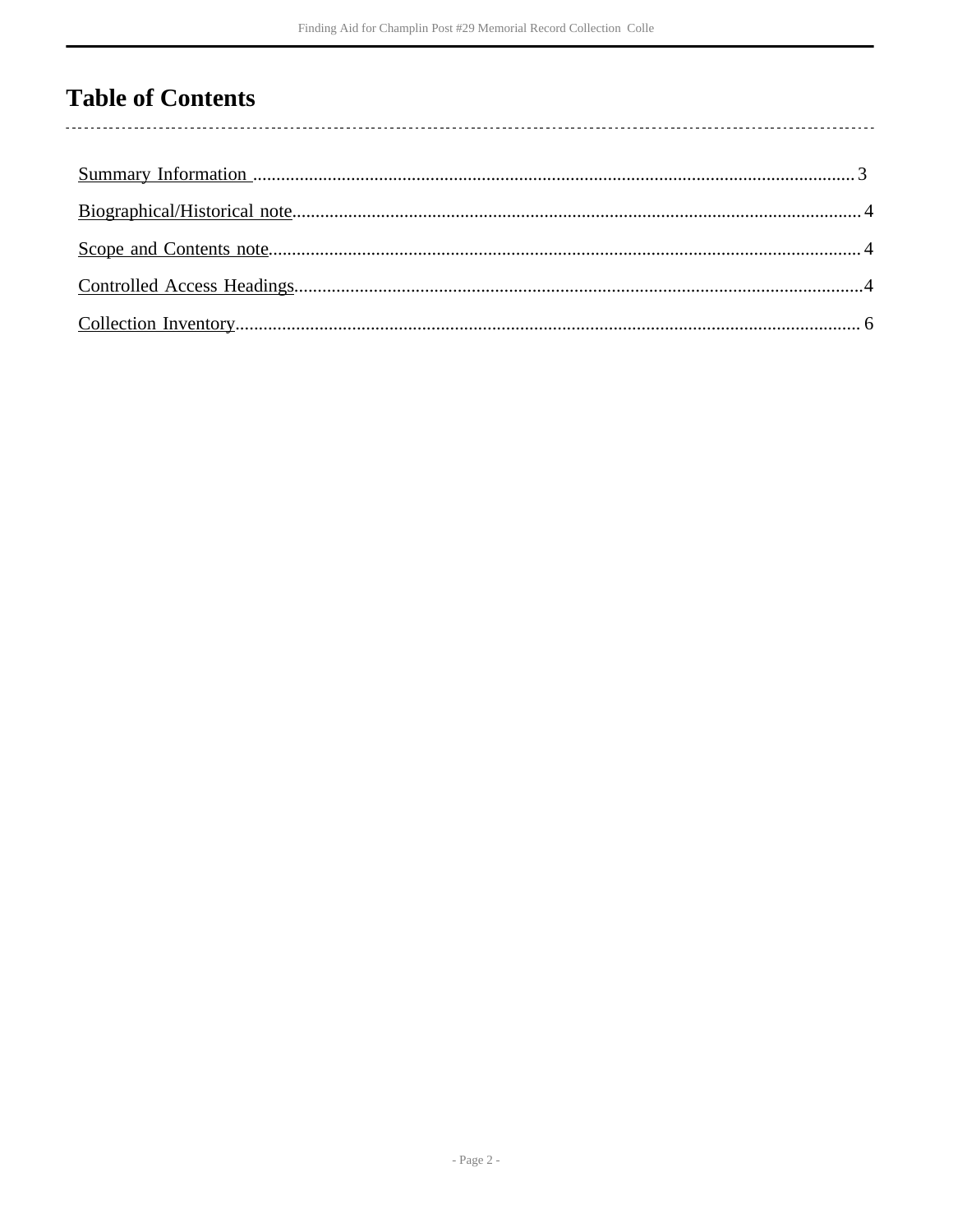# Table of Contents

Summary Information .......... 3

Biographical/Historical note .......... 4

Scope and Contents note .......... 4

Controlled Access Headings .......... 4

Collection Inventory .......... 6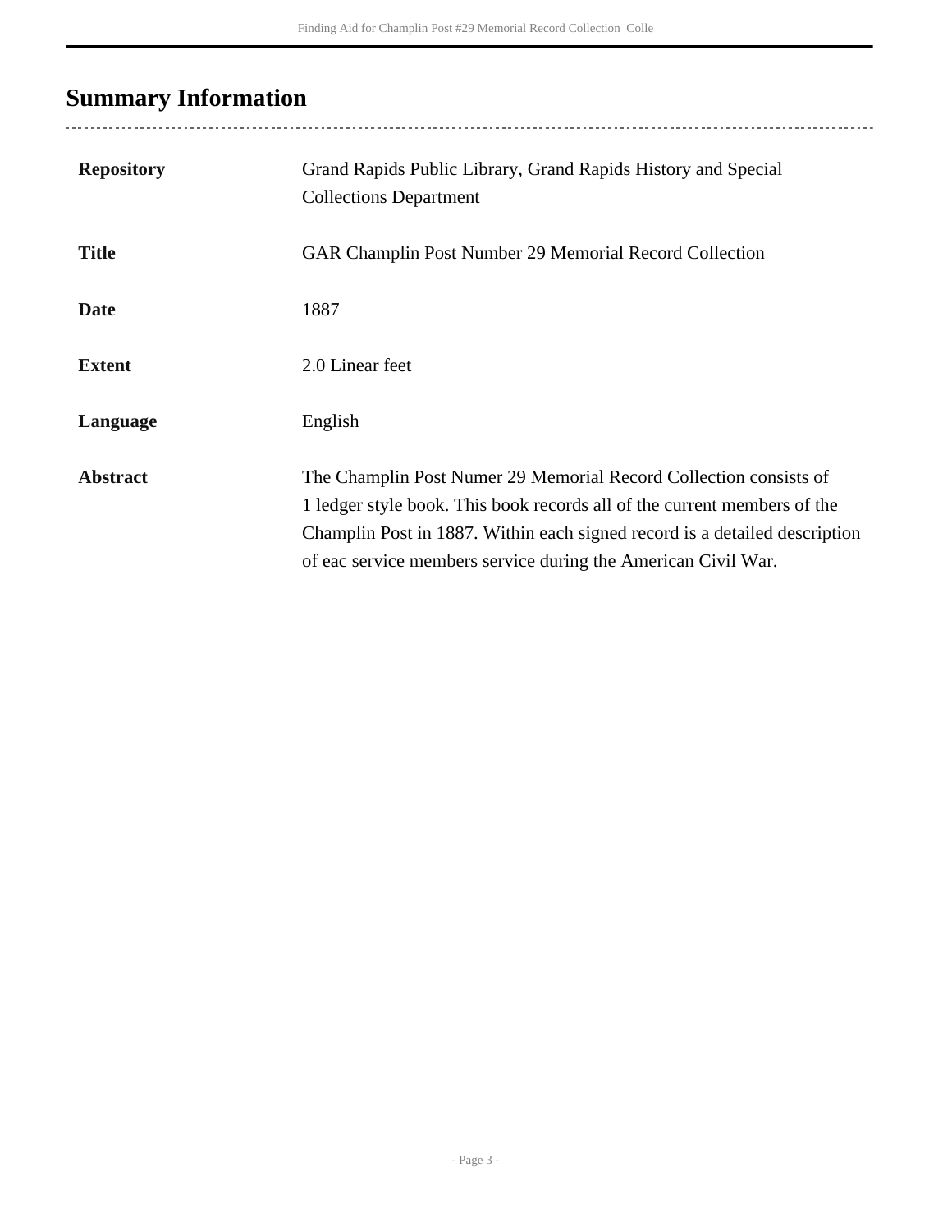## Summary Information

| | |
|---|---|
| **Repository** | Grand Rapids Public Library, Grand Rapids History and Special Collections Department |
| **Title** | GAR Champlin Post Number 29 Memorial Record Collection |
| **Date** | 1887 |
| **Extent** | 2.0 Linear feet |
| **Language** | English |
| **Abstract** | The Champlin Post Numer 29 Memorial Record Collection consists of 1 ledger style book. This book records all of the current members of the Champlin Post in 1887. Within each signed record is a detailed description of eac service members service during the American Civil War. |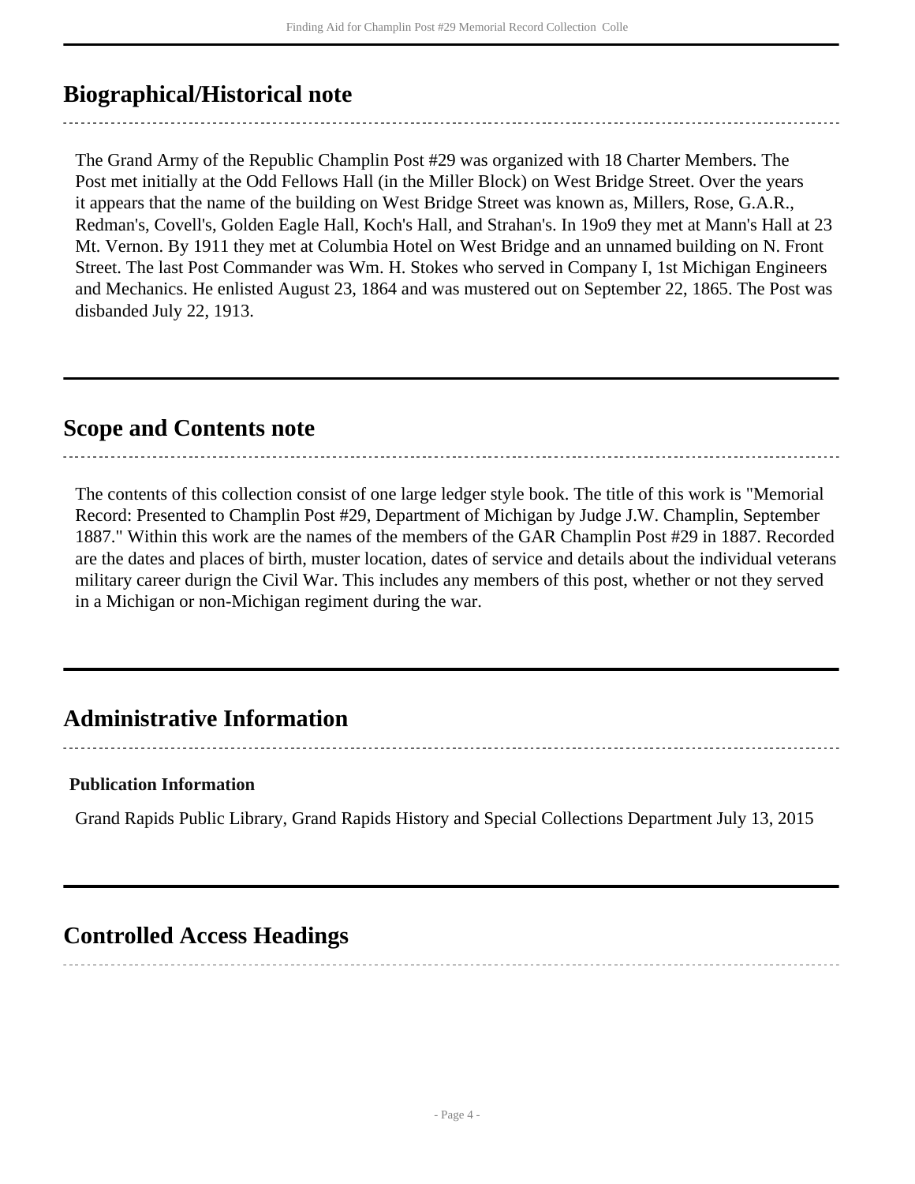## Biographical/Historical note

The Grand Army of the Republic Champlin Post #29 was organized with 18 Charter Members. The Post met initially at the Odd Fellows Hall (in the Miller Block) on West Bridge Street. Over the years it appears that the name of the building on West Bridge Street was known as, Millers, Rose, G.A.R., Redman's, Covell's, Golden Eagle Hall, Koch's Hall, and Strahan's. In 19o9 they met at Mann's Hall at 23 Mt. Vernon. By 1911 they met at Columbia Hotel on West Bridge and an unnamed building on N. Front Street. The last Post Commander was Wm. H. Stokes who served in Company I, 1st Michigan Engineers and Mechanics. He enlisted August 23, 1864 and was mustered out on September 22, 1865. The Post was disbanded July 22, 1913.

## Scope and Contents note

The contents of this collection consist of one large ledger style book. The title of this work is "Memorial Record: Presented to Champlin Post #29, Department of Michigan by Judge J.W. Champlin, September 1887." Within this work are the names of the members of the GAR Champlin Post #29 in 1887. Recorded are the dates and places of birth, muster location, dates of service and details about the individual veterans military career durign the Civil War. This includes any members of this post, whether or not they served in a Michigan or non-Michigan regiment during the war.

## Administrative Information

### Publication Information

Grand Rapids Public Library, Grand Rapids History and Special Collections Department July 13, 2015

## Controlled Access Headings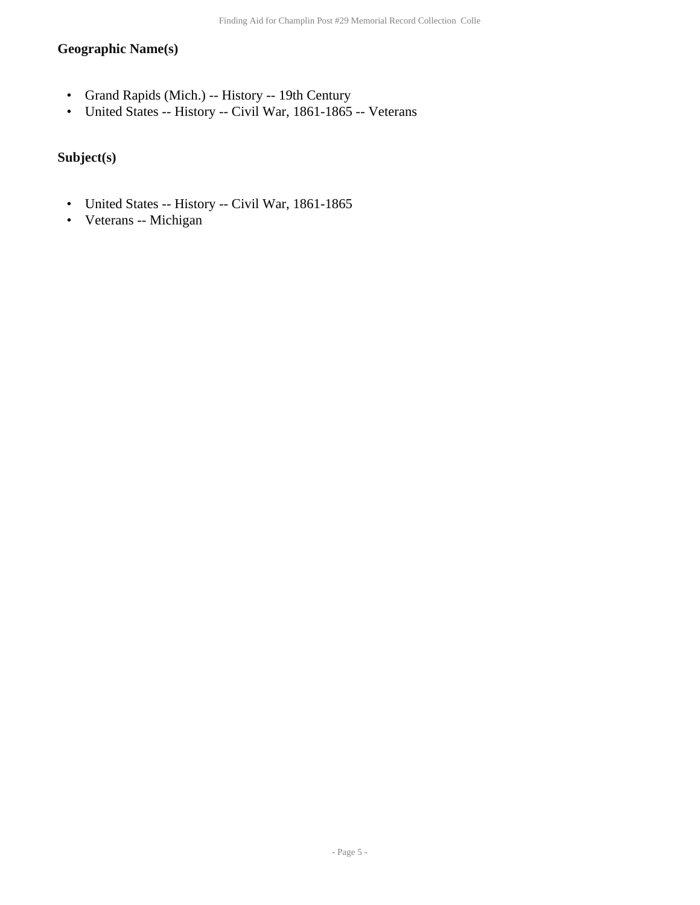### Geographic Name(s)

- Grand Rapids (Mich.) -- History -- 19th Century
- United States -- History -- Civil War, 1861-1865 -- Veterans

### Subject(s)

- United States -- History -- Civil War, 1861-1865
- Veterans -- Michigan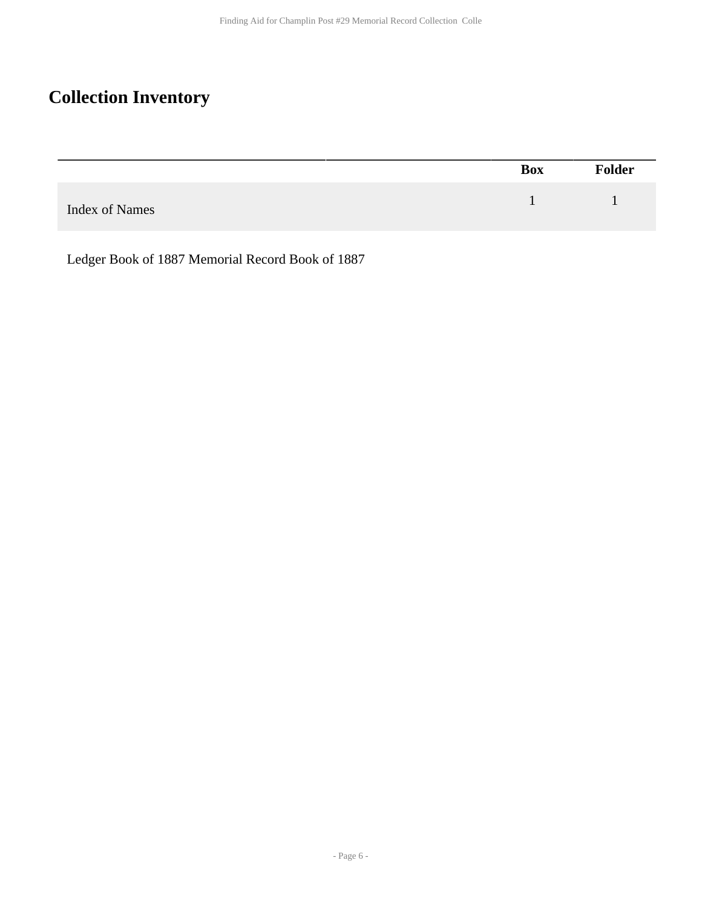## Collection Inventory

| | Box | Folder |
|---|---|---|
| Index of Names | 1 | 1 |

Ledger Book of 1887 Memorial Record Book of 1887